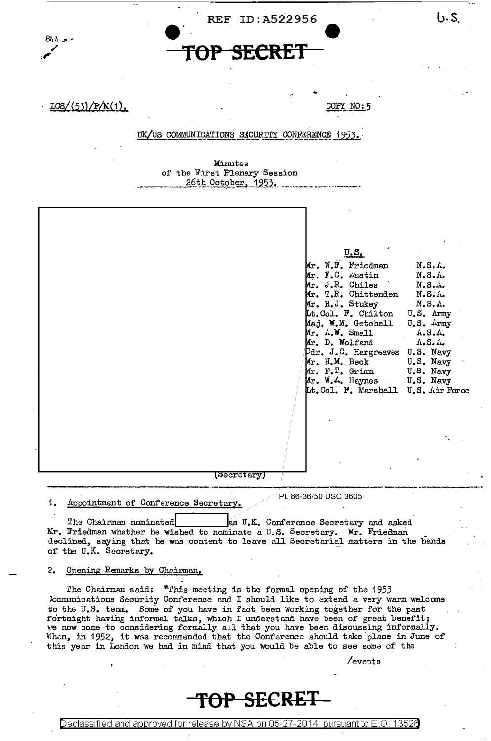REF ID:A522956

TOP SECRET

LCS/(53)/P/M(1).

COPY NO: 5

UK/US COMMUNICATIONS SECURITY CONFERENCE 1953.

Minutes
of the First Plenary Session
26th October, 1953.

| U.S. | |
|---|---|
| Mr. W.F. Friedman | N.S.A. |
| Mr. F.C. Austin | N.S.A. |
| Mr. J.R. Chiles | N.S.A. |
| Mr. T.R. Chittenden | N.S.A. |
| Mr. H.J. Stukey | N.S.A. |
| Lt.Col. F. Chilton | U.S. Army |
| Maj. W.M. Getchell | U.S. Army |
| Mr. A.W. Small | A.S.A. |
| Mr. D. Wolfand | A.S.A. |
| Cdr. J.C. Hargreaves | U.S. Navy |
| Mr. H.M. Beck | U.S. Navy |
| Mr. F.T. Grimm | U.S. Navy |
| Mr. W.A. Haynes | U.S. Navy |
| Lt.Col. F. Marshall | U.S. Air Force |

(Secretary)

PL 86-36/50 USC 3605

1. Appointment of Conference Secretary.

The Chairman nominated [redacted] as U.K. Conference Secretary and asked Mr. Friedman whether he wished to nominate a U.S. Secretary. Mr. Friedman declined, saying that he was content to leave all Secretarial matters in the hands of the U.K. Secretary.

2. Opening Remarks by Chairman.

The Chairman said: "This meeting is the formal opening of the 1953 Communications Security Conference and I should like to extend a very warm welcome to the U.S. team. Some of you have in fact been working together for the past fortnight having informal talks, which I understand have been of great benefit; we now come to considering formally all that you have been discussing informally. When, in 1952, it was recommended that the Conference should take place in June of this year in London we had in mind that you would be able to see some of the

/events

TOP SECRET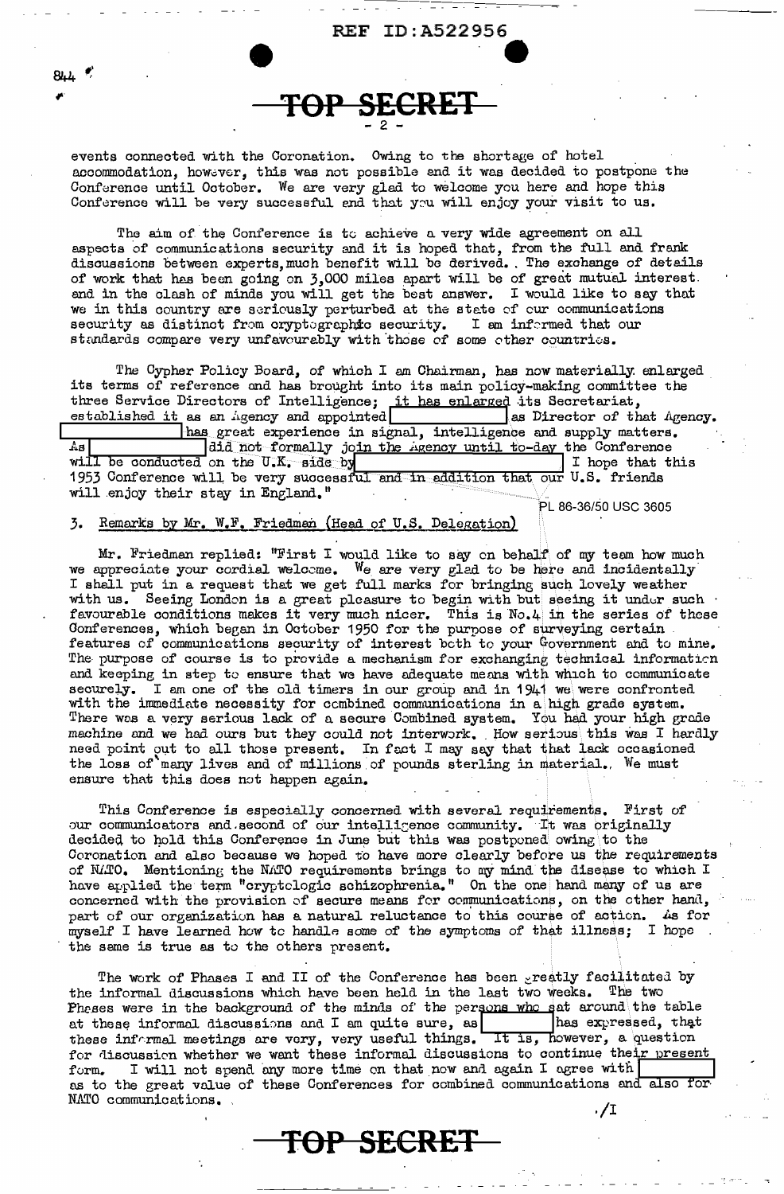events connected with the Coronation. Owing to the shortage of hotel accommodation, however, this was not possible and it was decided to postpone the Conference until October. We are very glad to welcome you here and hope this Conference will be very successful and that you will enjoy your visit to us.

The aim of the Conference is to achieve a very wide agreement on all aspects of communications security and it is hoped that, from the full and frank discussions between experts, much benefit will be derived. The exchange of details of work that has been going on 3,000 miles apart will be of great mutual interest. and in the clash of minds you will get the best answer. I would like to say that we in this country are seriously perturbed at the state of our communications security as distinct from cryptographic security. I am informed that our standards compare very unfavourably with those of some other countries.

The Cypher Policy Board, of which I am Chairman, has now materially enlarged its terms of reference and has brought into its main policy-making committee the three Service Directors of Intelligence; it has enlarged its Secretariat, established it as an Agency and appointed [redacted] as Director of that Agency. [redacted] has great experience in signal, intelligence and supply matters. As [redacted] did not formally join the Agency until to-day the Conference will be conducted on the U.K. side by [redacted] I hope that this 1953 Conference will be very successful and in addition that our U.S. friends will enjoy their stay in England."

PL 86-36/50 USC 3605

3. Remarks by Mr. W.F. Friedman (Head of U.S. Delegation)

Mr. Friedman replied: "First I would like to say on behalf of my team how much we appreciate your cordial welcome. We are very glad to be here and incidentally I shall put in a request that we get full marks for bringing such lovely weather with us. Seeing London is a great pleasure to begin with but seeing it under such favourable conditions makes it very much nicer. This is No.4 in the series of these Conferences, which began in October 1950 for the purpose of surveying certain features of communications security of interest both to your Government and to mine. The purpose of course is to provide a mechanism for exchanging technical information and keeping in step to ensure that we have adequate means with which to communicate securely. I am one of the old timers in our group and in 1941 we were confronted with the immediate necessity for combined communications in a high grade system. There was a very serious lack of a secure Combined system. You had your high grade machine and we had ours but they could not interwork. How serious this was I hardly need point out to all those present. In fact I may say that that lack occasioned the loss of many lives and of millions of pounds sterling in material. We must ensure that this does not happen again.

This Conference is especially concerned with several requirements. First of our communicators and second of our intelligence community. It was originally decided to hold this Conference in June but this was postponed owing to the Coronation and also because we hoped to have more clearly before us the requirements of NATO. Mentioning the NATO requirements brings to my mind the disease to which I have applied the term "cryptologic schizophrenia." On the one hand many of us are concerned with the provision of secure means for communications, on the other hand, part of our organization has a natural reluctance to this course of action. As for myself I have learned how to handle some of the symptoms of that illness; I hope the same is true as to the others present.

The work of Phases I and II of the Conference has been greatly facilitated by the informal discussions which have been held in the last two weeks. The two Phases were in the background of the minds of the persons who sat around the table at these informal discussions and I am quite sure, as [redacted] has expressed, that these informal meetings are very, very useful things. It is, however, a question for discussion whether we want these informal discussions to continue their present form. I will not spend any more time on that now and again I agree with [redacted] as to the great value of these Conferences for combined communications and also for NATO communications.

./I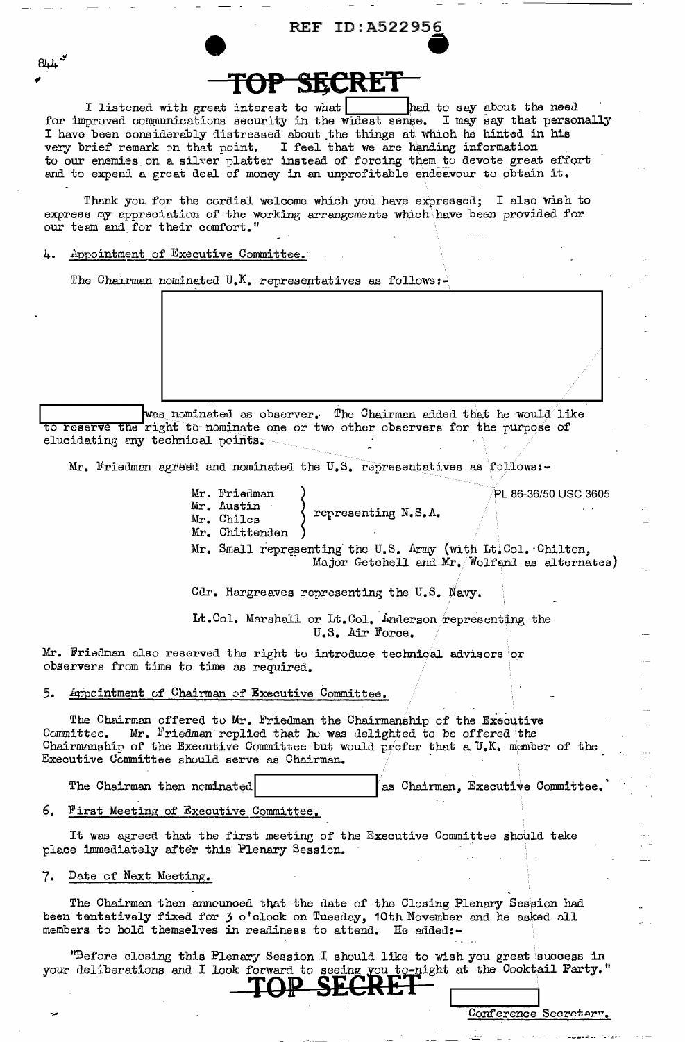TOP SECRET

I listened with great interest to what [redacted] had to say about the need for improved communications security in the widest sense. I may say that personally I have been considerably distressed about the things at which he hinted in his very brief remark on that point. I feel that we are handing information to our enemies on a silver platter instead of forcing them to devote great effort and to expend a great deal of money in an unprofitable endeavour to obtain it.

Thank you for the cordial welcome which you have expressed; I also wish to express my appreciation of the working arrangements which have been provided for our team and for their comfort."

4. Appointment of Executive Committee.

The Chairman nominated U.K. representatives as follows:-

[redacted]

[redacted] was nominated as observer. The Chairman added that he would like to reserve the right to nominate one or two other observers for the purpose of elucidating any technical points.

Mr. Friedman agreed and nominated the U.S. representatives as follows:-

PL 86-36/50 USC 3605

Mr. Friedman, Mr. Austin, Mr. Chiles, Mr. Chittenden } representing N.S.A.

Mr. Small representing the U.S. Army (with Lt.Col. Chilton, Major Getchell and Mr. Wolfand as alternates)

Cdr. Hargreaves representing the U.S. Navy.

Lt.Col. Marshall or Lt.Col. Anderson representing the U.S. Air Force.

Mr. Friedman also reserved the right to introduce technical advisors or observers from time to time as required.

5. Appointment of Chairman of Executive Committee.

The Chairman offered to Mr. Friedman the Chairmanship of the Executive Committee. Mr. Friedman replied that he was delighted to be offered the Chairmanship of the Executive Committee but would prefer that a U.K. member of the Executive Committee should serve as Chairman.

The Chairman then nominated [redacted] as Chairman, Executive Committee.

6. First Meeting of Executive Committee.

It was agreed that the first meeting of the Executive Committee should take place immediately after this Plenary Session.

7. Date of Next Meeting.

The Chairman then announced that the date of the Closing Plenary Session had been tentatively fixed for 3 o'clock on Tuesday, 10th November and he asked all members to hold themselves in readiness to attend. He added:-

"Before closing this Plenary Session I should like to wish you great success in your deliberations and I look forward to seeing you to-night at the Cocktail Party."

TOP SECRET

[redacted]

Conference Secretary.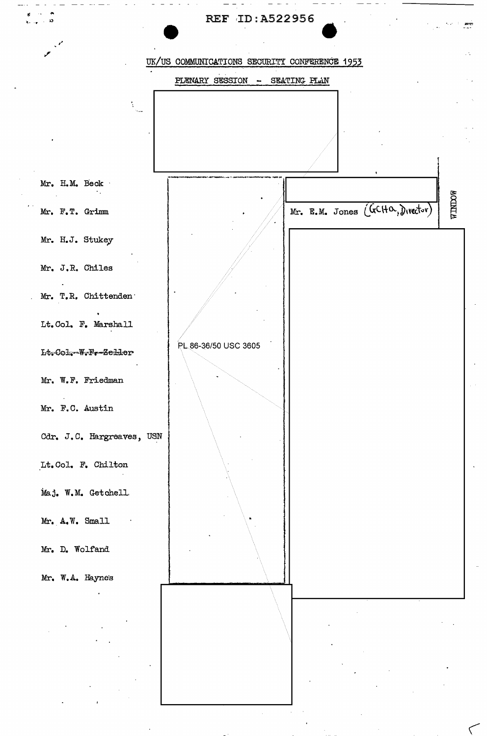REF ID:A522956

UK/US COMMUNICATIONS SECURITY CONFERENCE 1953

PLENARY SESSION - SEATING PLAN

Mr. H.M. Beck

Mr. F.T. Grimm

Mr. H.J. Stukey

Mr. J.R. Chiles

Mr. T.R. Chittenden

Lt.Col. F. Marshall

~~Lt.Col. W.F. Zeller~~

Mr. W.F. Friedman

Mr. F.C. Austin

Cdr. J.C. Hargreaves, USN

Lt.Col. F. Chilton

Maj. W.M. Getchell

Mr. A.W. Small

Mr. D. Wolfand

Mr. W.A. Haynes

PL 86-36/50 USC 3605

Mr. E.M. Jones (GCHQ, Director)

WINDOW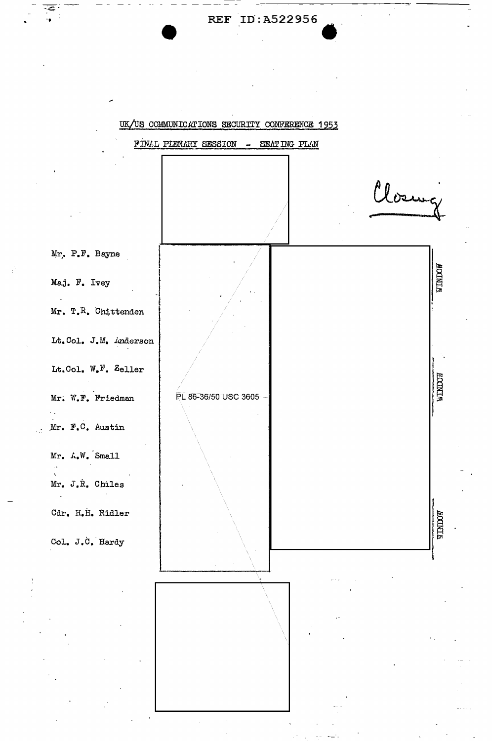REF ID:A522956

UK/US COMMUNICATIONS SECURITY CONFERENCE 1953

FINAL PLENARY SESSION - SEATING PLAN

*Closing*

Mr. P.F. Bayne

Maj. F. Ivey

Mr. T.R. Chittenden

Lt.Col. J.M. Anderson

Lt.Col. W.F. Zeller

Mr. W.F. Friedman

Mr. F.C. Austin

Mr. A.W. Small

Mr. J.R. Chiles

Cdr. H.H. Ridler

Col. J.C. Hardy

PL 86-36/50 USC 3605

WINDOW

WINDOW

WINDOW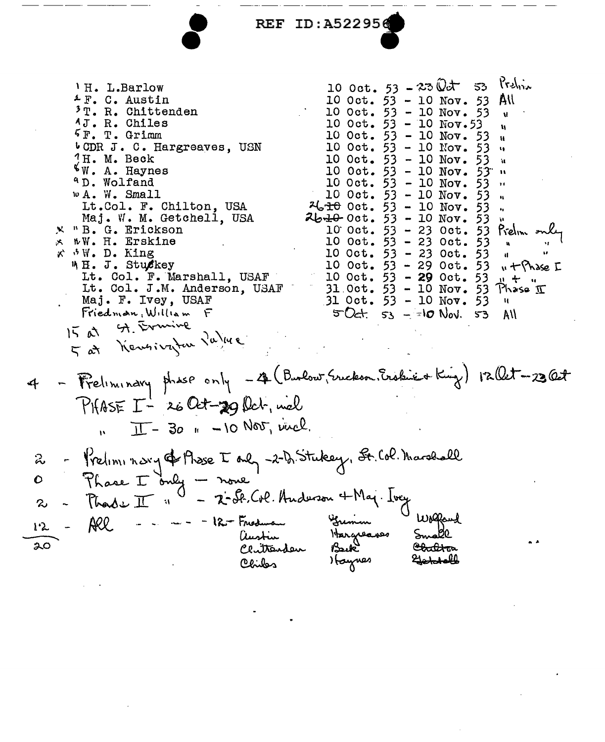REF ID:A522956

| | Name | Dates | Phase |
|---|---|---|---|
| 1 | H. L. Barlow | 10 Oct. 53 - 23 Oct 53 | Prelim |
| 2 | F. C. Austin | 10 Oct. 53 - 10 Nov. 53 | All |
| 3 | T. R. Chittenden | 10 Oct. 53 - 10 Nov. 53 | " |
| 4 | J. R. Chiles | 10 Oct. 53 - 10 Nov. 53 | " |
| 5 | F. T. Grimm | 10 Oct. 53 - 10 Nov. 53 | " |
| 6 | CDR J. C. Hargreaves, USN | 10 Oct. 53 - 10 Nov. 53 | " |
| 7 | H. M. Beck | 10 Oct. 53 - 10 Nov. 53 | " |
| 8 | W. A. Haynes | 10 Oct. 53 - 10 Nov. 53 | " |
| 9 | D. Wolfand | 10 Oct. 53 - 10 Nov. 53 | " |
| 10 | A. W. Small | 10 Oct. 53 - 10 Nov. 53 | " |
| | Lt. Col. F. Chilton, USA | ~~10~~ 26 Oct. 53 - 10 Nov. 53 | " |
| | Maj. W. M. Getchell, USA | ~~10~~ 26 Oct. 53 - 10 Nov. 53 | " |
| x 11 | B. G. Erickson | 10 Oct. 53 - 23 Oct. 53 | Prelim only |
| x 12 | W. H. Erskine | 10 Oct. 53 - 23 Oct. 53 | " " |
| x 13 | W. D. King | 10 Oct. 53 - 23 Oct. 53 | " " |
| 14 | H. J. Stukey | 10 Oct. 53 - 29 Oct. 53 | " + Phase I |
| | Lt. Col. F. Marshall, USAF | 10 Oct. 53 - 29 Oct. 53 | " + " |
| | Lt. Col. J.M. Anderson, USAF | 31 Oct. 53 - 10 Nov. 53 | Phase II |
| | Maj. F. Ivey, USAF | 31 Oct. 53 - 10 Nov. 53 | " |
| | Friedman, William F | 5 Oct. 53 - 10 Nov. 53 | All |

15 at St. Ermine

5 at Kensington Palace

4 - Preliminary phase only - 4 (Barlow, Erickson, Erskine & King) 12 Oct - 23 Oct

PHASE I - 26 Oct - 29 Oct, incl

" II - 30 " - 10 Nov, incl.

2 - Preliminary & Phase I only - 2 - D. Stukey, Lt. Col. Marshall

0 - Phase I only - none

2 - Phase II " - 2 - Lt. Col. Anderson + Maj. Ivey

12 - All - - - - - 12 - Friedman, Austin, Chittenden, Chiles, Grimm, Hargreaves, Beck, Haynes, Wolfand, Small, ~~Chilton~~, ~~Getchell~~

20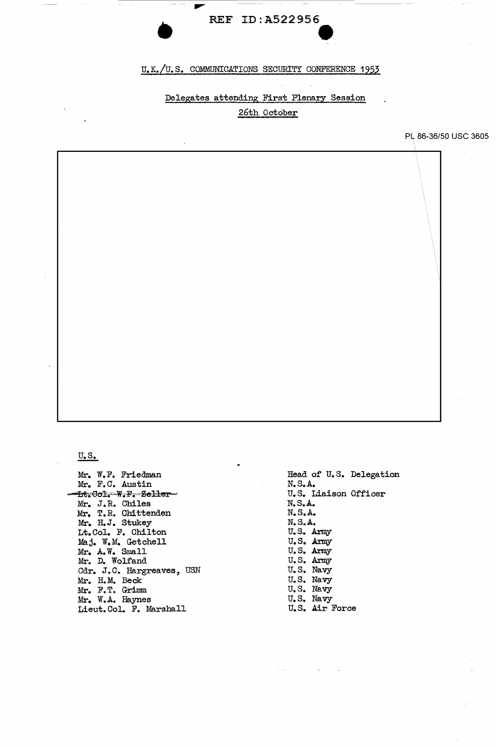REF ID:A522956

U.K./U.S. COMMUNICATIONS SECURITY CONFERENCE 1953

Delegates attending First Plenary Session

26th October

PL 86-36/50 USC 3605

U.S.

| | |
|---|---|
| Mr. W.F. Friedman | Head of U.S. Delegation |
| Mr. F.C. Austin | N.S.A. |
| ~~Lt.Col. W.F. Zeller~~ | U.S. Liaison Officer |
| Mr. J.R. Chiles | N.S.A. |
| Mr. T.R. Chittenden | N.S.A. |
| Mr. H.J. Stukey | N.S.A. |
| Lt.Col. F. Chilton | U.S. Army |
| Maj. W.M. Getchell | U.S. Army |
| Mr. A.W. Small | U.S. Army |
| Mr. D. Wolfand | U.S. Army |
| Cdr. J.C. Hargreaves, USN | U.S. Navy |
| Mr. H.M. Beck | U.S. Navy |
| Mr. F.T. Grimm | U.S. Navy |
| Mr. W.A. Haynes | U.S. Navy |
| Lieut.Col. F. Marshall | U.S. Air Force |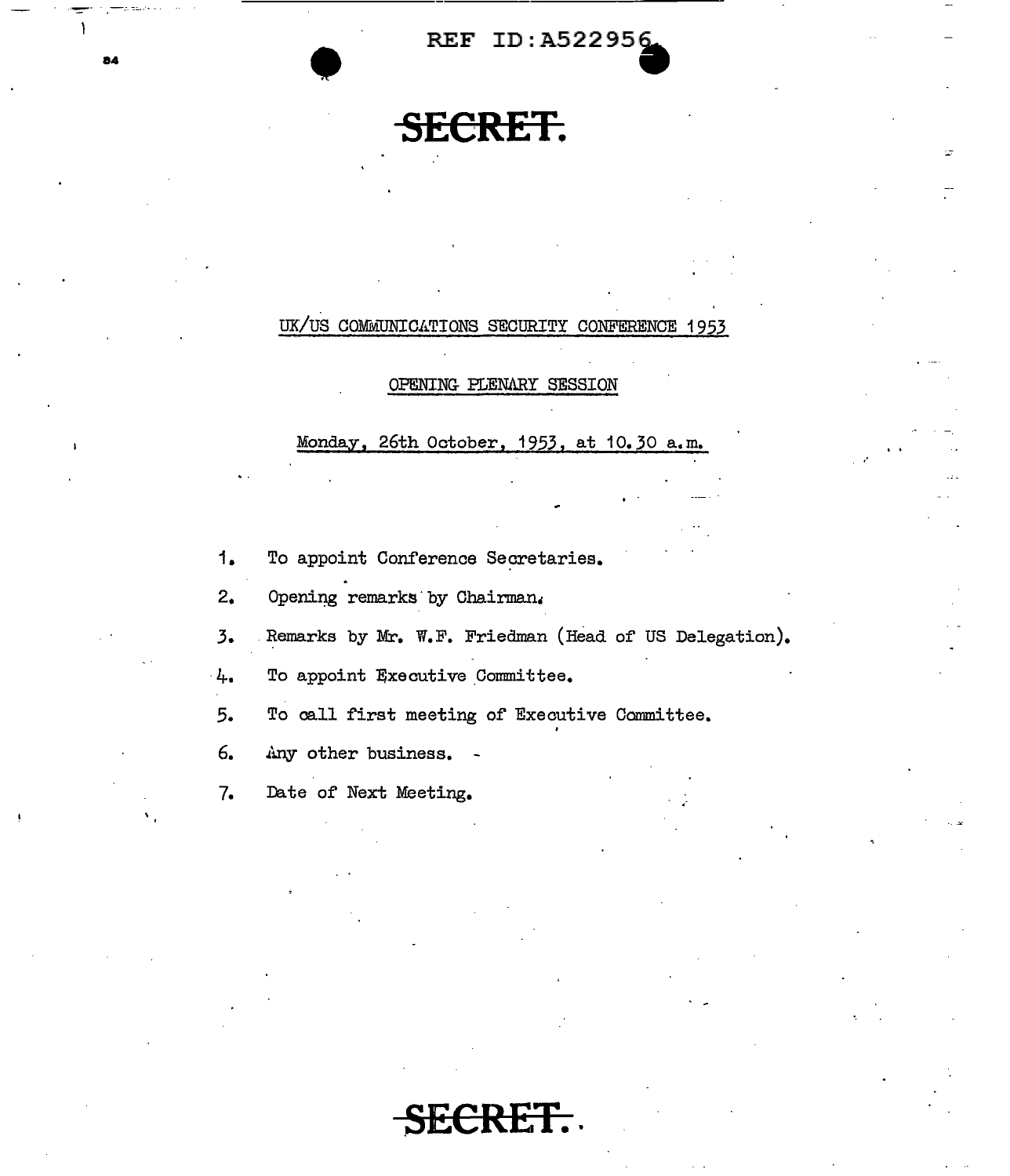REF ID:A522956

**SECRET.**

UK/US COMMUNICATIONS SECURITY CONFERENCE 1953

OPENING PLENARY SESSION

Monday, 26th October, 1953, at 10.30 a.m.

1. To appoint Conference Secretaries.
2. Opening remarks by Chairman.
3. Remarks by Mr. W.F. Friedman (Head of US Delegation).
4. To appoint Executive Committee.
5. To call first meeting of Executive Committee.
6. Any other business.
7. Date of Next Meeting.

**SECRET.**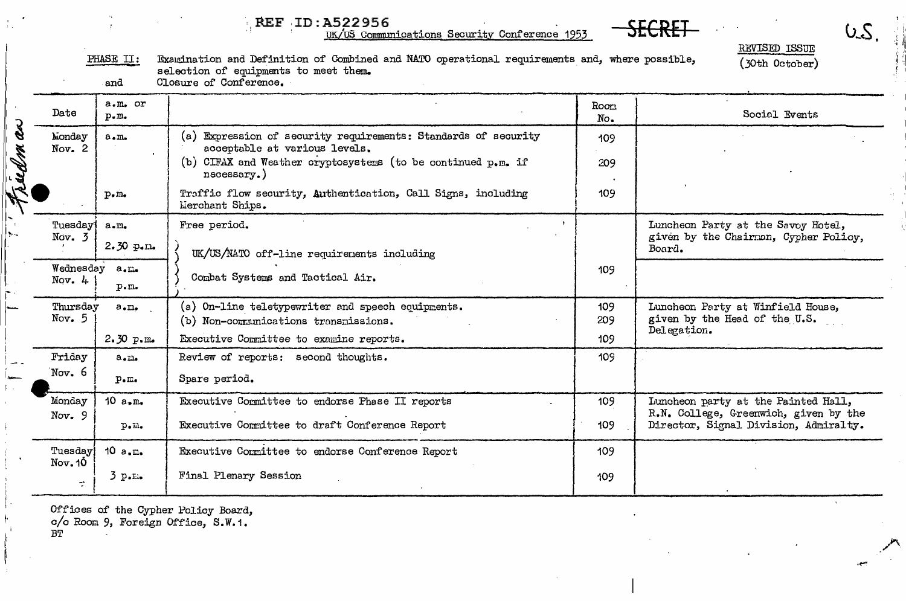REF ID:A522956

UK/US Communications Security Conference 1953 ~~SECRET~~ U.S.

REVISED ISSUE
(30th October)

PHASE II: Examination and Definition of Combined and NATO operational requirements and, where possible, selection of equipments to meet them.
and Closure of Conference.

| Date | a.m. or p.m. | | Room No. | Social Events |
|---|---|---|---|---|
| Monday Nov. 2 | a.m. | (a) Expression of security requirements: Standards of security acceptable at various levels. | 109 | |
| | | (b) CIFAX and Weather cryptosystems (to be continued p.m. if necessary.) | 209 | |
| | p.m. | Traffic flow security, Authentication, Call Signs, including Merchant Ships. | 109 | |
| Tuesday Nov. 3 | a.m. | Free period. | | Luncheon Party at the Savoy Hotel, given by the Chairman, Cypher Policy, Board. |
| | 2.30 p.m. | UK/US/NATO off-line requirements including Combat Systems and Tactical Air. | 109 | |
| Wednesday Nov. 4 | a.m. | | | |
| | p.m. | | | |
| Thursday Nov. 5 | a.m. | (a) On-line teletypewriter and speech equipments. | 109 | Luncheon Party at Winfield House, given by the Head of the U.S. Delegation. |
| | | (b) Non-communications transmissions. | 209 | |
| | 2.30 p.m. | Executive Committee to examine reports. | 109 | |
| Friday Nov. 6 | a.m. | Review of reports: second thoughts. | 109 | |
| | p.m. | Spare period. | | |
| Monday Nov. 9 | 10 a.m. | Executive Committee to endorse Phase II reports | 109 | Luncheon party at the Painted Hall, R.N. College, Greenwich, given by the Director, Signal Division, Admiralty. |
| | p.m. | Executive Committee to draft Conference Report | 109 | |
| Tuesday Nov. 10 | 10 a.m. | Executive Committee to endorse Conference Report | 109 | |
| | 3 p.m. | Final Plenary Session | 109 | |

Offices of the Cypher Policy Board,
c/o Room 9, Foreign Office, S.W.1.
BT